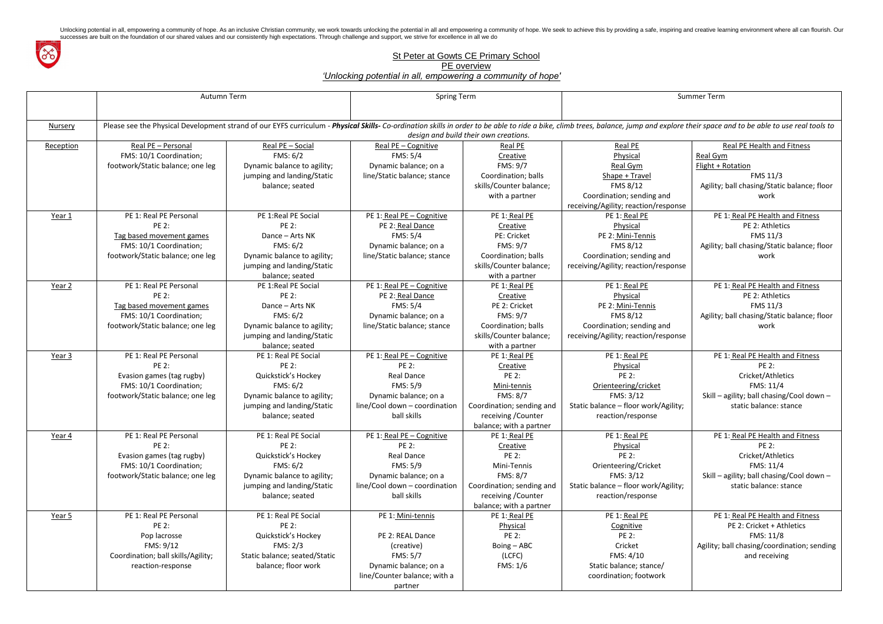Unlocking potential in all, empowering a community of hope. As an inclusive Christian community, we work towards unlocking the potential in all and empowering a community of hope. We seek to achieve this by providing a safe, inspiring and creative learning environment where all can flourish. Our successes are built on the foundation of our shared values and our consistently high expectations. Through challenge and support, we strive for excellence in all we do

# St Peter at Gowts CE Primary School

## PE overview

*'Unlocking potential in all, empowering a community of hope'*

| | Autumn Term | | Spring Term | | Summer Term | |
|---|---|---|---|---|---|---|
| Nursery | Please see the Physical Development strand of our EYFS curriculum - ***Physical Skills****- Co-ordination skills in order to be able to ride a bike, climb trees, balance, jump and explore their space and to be able to use real tools to design and build their own creations.* | | | | | |
| Reception | Real PE – Personal<br>FMS: 10/1 Coordination; footwork/Static balance; one leg | Real PE – Social<br>FMS: 6/2<br>Dynamic balance to agility; jumping and landing/Static balance; seated | Real PE – Cognitive<br>FMS: 5/4<br>Dynamic balance; on a line/Static balance; stance | Real PE<br>Creative<br>FMS: 9/7<br>Coordination; balls skills/Counter balance; with a partner | Real PE<br>Physical<br>Real Gym<br>Shape + Travel<br>FMS 8/12<br>Coordination; sending and receiving/Agility; reaction/response | Real PE Health and Fitness<br>Real Gym<br>Flight + Rotation<br>FMS 11/3<br>Agility; ball chasing/Static balance; floor work |
| Year 1 | PE 1: Real PE Personal<br>PE 2:<br>Tag based movement games<br>FMS: 10/1 Coordination; footwork/Static balance; one leg | PE 1:Real PE Social<br>PE 2:<br>Dance – Arts NK<br>FMS: 6/2<br>Dynamic balance to agility; jumping and landing/Static balance; seated | PE 1: Real PE – Cognitive<br>PE 2: Real Dance<br>FMS: 5/4<br>Dynamic balance; on a line/Static balance; stance | PE 1: Real PE<br>Creative<br>PE: Cricket<br>FMS: 9/7<br>Coordination; balls skills/Counter balance; with a partner | PE 1: Real PE<br>Physical<br>PE 2: Mini-Tennis<br>FMS 8/12<br>Coordination; sending and receiving/Agility; reaction/response | PE 1: Real PE Health and Fitness<br>PE 2: Athletics<br>FMS 11/3<br>Agility; ball chasing/Static balance; floor work |
| Year 2 | PE 1: Real PE Personal<br>PE 2:<br>Tag based movement games<br>FMS: 10/1 Coordination; footwork/Static balance; one leg | PE 1:Real PE Social<br>PE 2:<br>Dance – Arts NK<br>FMS: 6/2<br>Dynamic balance to agility; jumping and landing/Static balance; seated | PE 1: Real PE – Cognitive<br>PE 2: Real Dance<br>FMS: 5/4<br>Dynamic balance; on a line/Static balance; stance | PE 1: Real PE<br>Creative<br>PE 2: Cricket<br>FMS: 9/7<br>Coordination; balls skills/Counter balance; with a partner | PE 1: Real PE<br>Physical<br>PE 2: Mini-Tennis<br>FMS 8/12<br>Coordination; sending and receiving/Agility; reaction/response | PE 1: Real PE Health and Fitness<br>PE 2: Athletics<br>FMS 11/3<br>Agility; ball chasing/Static balance; floor work |
| Year 3 | PE 1: Real PE Personal<br>PE 2:<br>Evasion games (tag rugby)<br>FMS: 10/1 Coordination; footwork/Static balance; one leg | PE 1: Real PE Social<br>PE 2:<br>Quickstick's Hockey<br>FMS: 6/2<br>Dynamic balance to agility; jumping and landing/Static balance; seated | PE 1: Real PE – Cognitive<br>PE 2:<br>Real Dance<br>FMS: 5/9<br>Dynamic balance; on a line/Cool down – coordination ball skills | PE 1: Real PE<br>Creative<br>PE 2:<br>Mini-tennis<br>FMS: 8/7<br>Coordination; sending and receiving /Counter balance; with a partner | PE 1: Real PE<br>Physical<br>PE 2:<br>Orienteering/cricket<br>FMS: 3/12<br>Static balance – floor work/Agility; reaction/response | PE 1: Real PE Health and Fitness<br>PE 2:<br>Cricket/Athletics<br>FMS: 11/4<br>Skill – agility; ball chasing/Cool down – static balance: stance |
| Year 4 | PE 1: Real PE Personal<br>PE 2:<br>Evasion games (tag rugby)<br>FMS: 10/1 Coordination; footwork/Static balance; one leg | PE 1: Real PE Social<br>PE 2:<br>Quickstick's Hockey<br>FMS: 6/2<br>Dynamic balance to agility; jumping and landing/Static balance; seated | PE 1: Real PE – Cognitive<br>PE 2:<br>Real Dance<br>FMS: 5/9<br>Dynamic balance; on a line/Cool down – coordination ball skills | PE 1: Real PE<br>Creative<br>PE 2:<br>Mini-Tennis<br>FMS: 8/7<br>Coordination; sending and receiving /Counter balance; with a partner | PE 1: Real PE<br>Physical<br>PE 2:<br>Orienteering/Cricket<br>FMS: 3/12<br>Static balance – floor work/Agility; reaction/response | PE 1: Real PE Health and Fitness<br>PE 2:<br>Cricket/Athletics<br>FMS: 11/4<br>Skill – agility; ball chasing/Cool down – static balance: stance |
| Year 5 | PE 1: Real PE Personal<br>PE 2:<br>Pop lacrosse<br>FMS: 9/12<br>Coordination; ball skills/Agility; reaction-response | PE 1: Real PE Social<br>PE 2:<br>Quickstick's Hockey<br>FMS: 2/3<br>Static balance; seated/Static balance; floor work | PE 1: Mini-tennis<br><br>PE 2: REAL Dance (creative)<br>FMS: 5/7<br>Dynamic balance; on a line/Counter balance; with a partner | PE 1: Real PE<br>Physical<br>PE 2:<br>Boing – ABC (LCFC)<br>FMS: 1/6 | PE 1: Real PE<br>Cognitive<br>PE 2:<br>Cricket<br>FMS: 4/10<br>Static balance; stance/ coordination; footwork | PE 1: Real PE Health and Fitness<br>PE 2: Cricket + Athletics<br>FMS: 11/8<br>Agility; ball chasing/coordination; sending and receiving |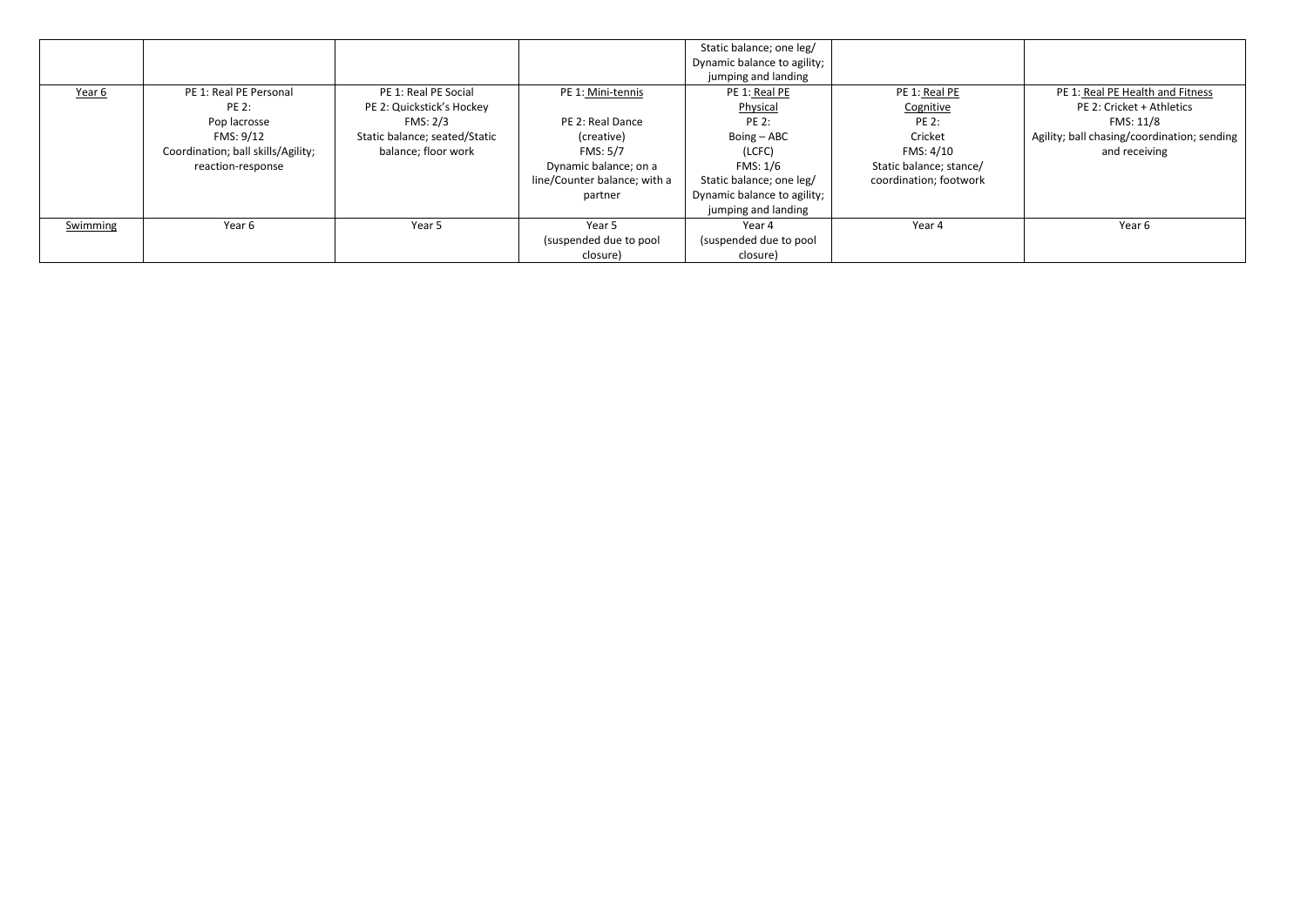| | | | | | | |
|---|---|---|---|---|---|---|
| | | | | Static balance; one leg/ Dynamic balance to agility; jumping and landing | | |
| Year 6 | PE 1: Real PE Personal<br>PE 2:<br>Pop lacrosse<br>FMS: 9/12<br>Coordination; ball skills/Agility; reaction-response | PE 1: Real PE Social<br>PE 2: Quickstick's Hockey<br>FMS: 2/3<br>Static balance; seated/Static balance; floor work | PE 1: Mini-tennis<br><br>PE 2: Real Dance (creative)<br>FMS: 5/7<br>Dynamic balance; on a line/Counter balance; with a partner | PE 1: Real PE Physical<br>PE 2:<br>Boing – ABC (LCFC)<br>FMS: 1/6<br>Static balance; one leg/ Dynamic balance to agility; jumping and landing | PE 1: Real PE Cognitive<br>PE 2:<br>Cricket<br>FMS: 4/10<br>Static balance; stance/ coordination; footwork | PE 1: Real PE Health and Fitness<br>PE 2: Cricket + Athletics<br>FMS: 11/8<br>Agility; ball chasing/coordination; sending and receiving |
| Swimming | Year 6 | Year 5 | Year 5 (suspended due to pool closure) | Year 4 (suspended due to pool closure) | Year 4 | Year 6 |